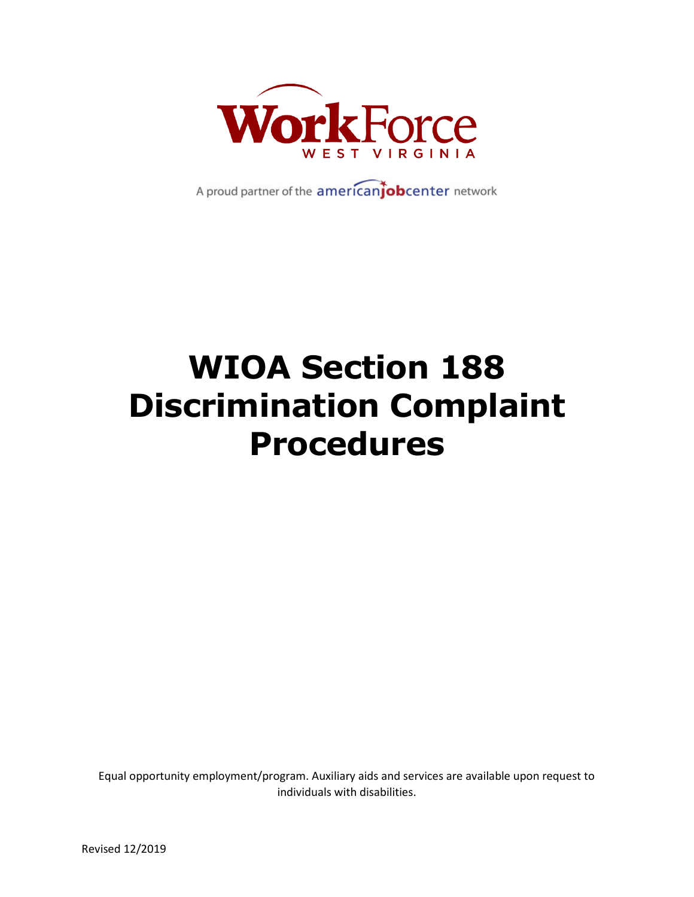WorkForce
WEST VIRGINIA

A proud partner of the americanjobcenter network

# WIOA Section 188 Discrimination Complaint Procedures

Equal opportunity employment/program. Auxiliary aids and services are available upon request to individuals with disabilities.

Revised 12/2019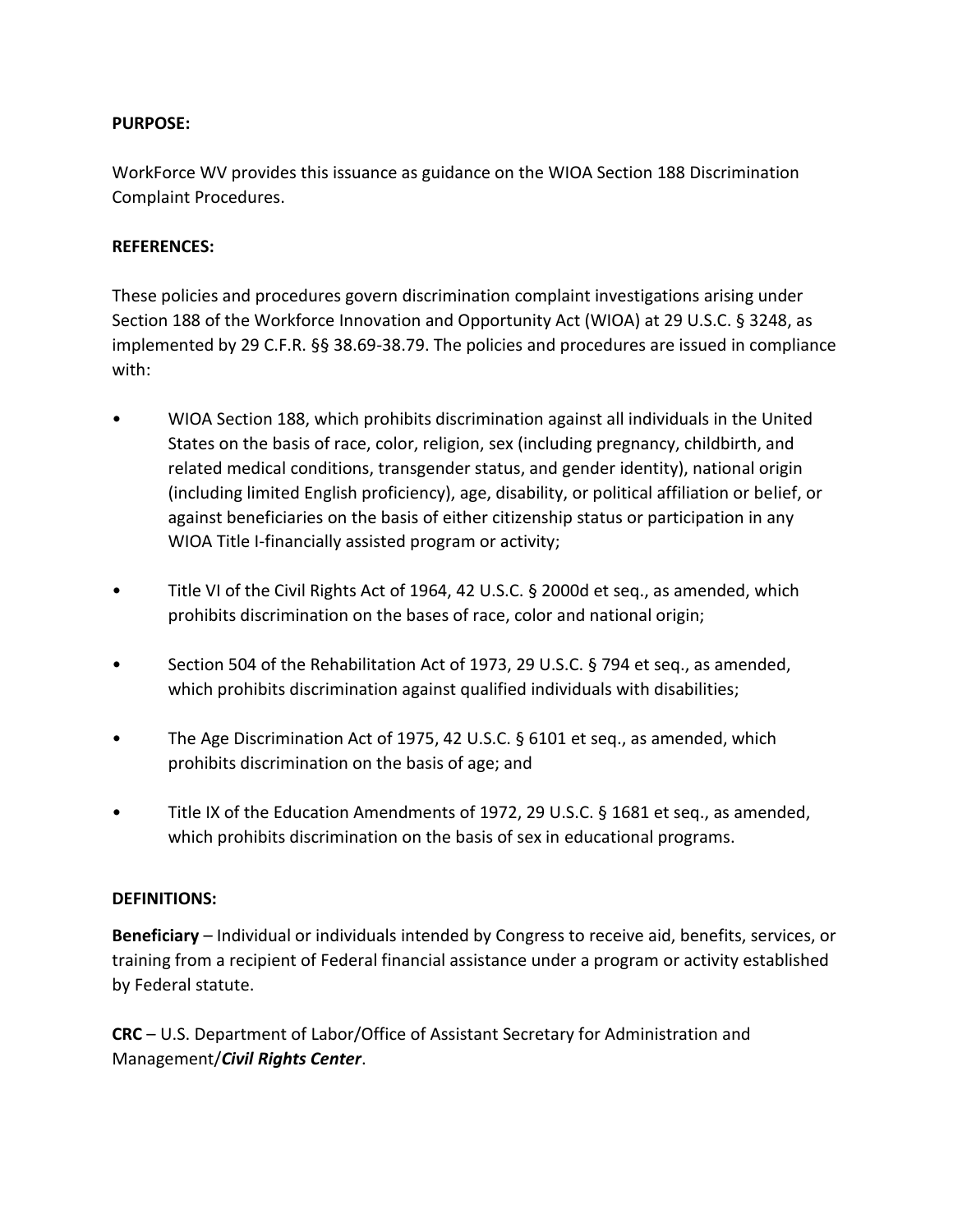**PURPOSE:**

WorkForce WV provides this issuance as guidance on the WIOA Section 188 Discrimination Complaint Procedures.

**REFERENCES:**

These policies and procedures govern discrimination complaint investigations arising under Section 188 of the Workforce Innovation and Opportunity Act (WIOA) at 29 U.S.C. § 3248, as implemented by 29 C.F.R. §§ 38.69-38.79. The policies and procedures are issued in compliance with:

- WIOA Section 188, which prohibits discrimination against all individuals in the United States on the basis of race, color, religion, sex (including pregnancy, childbirth, and related medical conditions, transgender status, and gender identity), national origin (including limited English proficiency), age, disability, or political affiliation or belief, or against beneficiaries on the basis of either citizenship status or participation in any WIOA Title I-financially assisted program or activity;

- Title VI of the Civil Rights Act of 1964, 42 U.S.C. § 2000d et seq., as amended, which prohibits discrimination on the bases of race, color and national origin;

- Section 504 of the Rehabilitation Act of 1973, 29 U.S.C. § 794 et seq., as amended, which prohibits discrimination against qualified individuals with disabilities;

- The Age Discrimination Act of 1975, 42 U.S.C. § 6101 et seq., as amended, which prohibits discrimination on the basis of age; and

- Title IX of the Education Amendments of 1972, 29 U.S.C. § 1681 et seq., as amended, which prohibits discrimination on the basis of sex in educational programs.

**DEFINITIONS:**

**Beneficiary** – Individual or individuals intended by Congress to receive aid, benefits, services, or training from a recipient of Federal financial assistance under a program or activity established by Federal statute.

**CRC** – U.S. Department of Labor/Office of Assistant Secretary for Administration and Management/***Civil Rights Center***.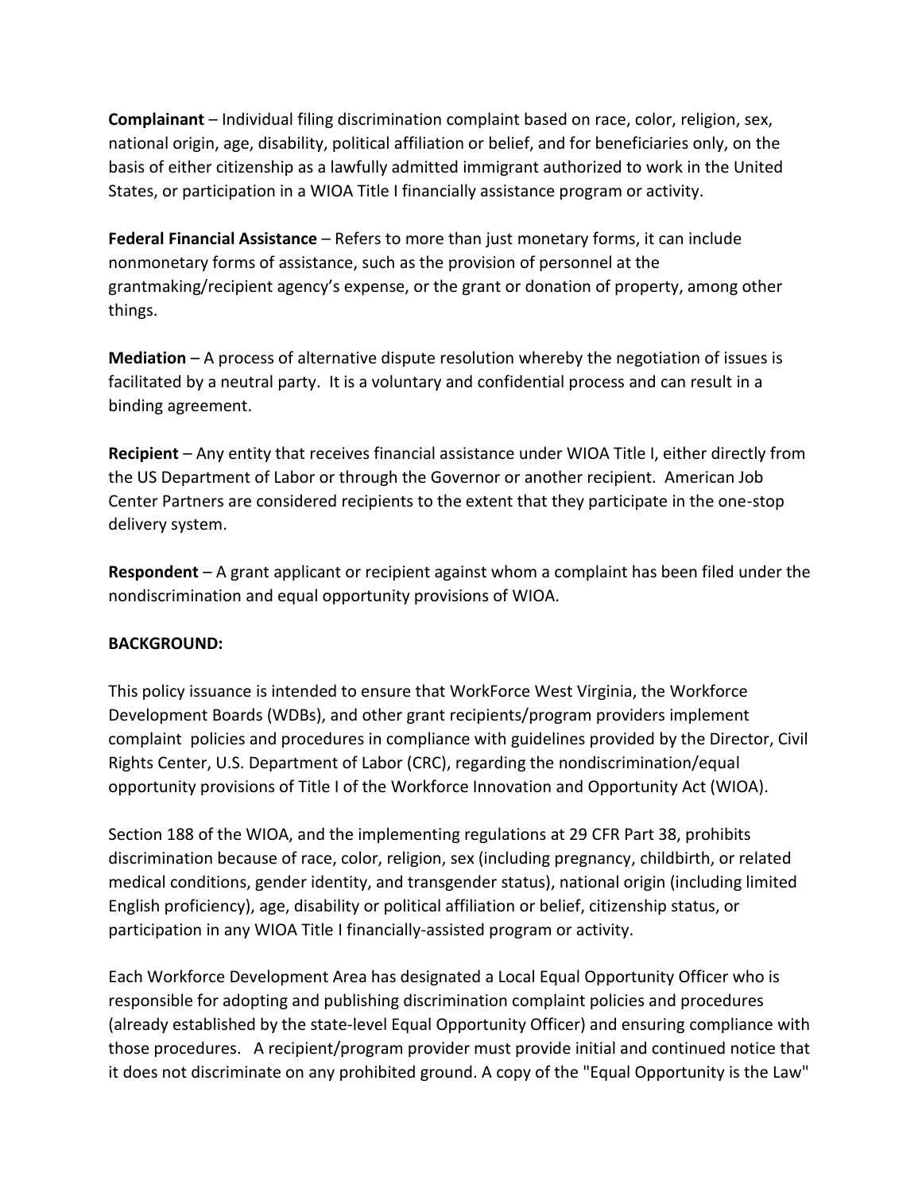**Complainant** – Individual filing discrimination complaint based on race, color, religion, sex, national origin, age, disability, political affiliation or belief, and for beneficiaries only, on the basis of either citizenship as a lawfully admitted immigrant authorized to work in the United States, or participation in a WIOA Title I financially assistance program or activity.

**Federal Financial Assistance** – Refers to more than just monetary forms, it can include nonmonetary forms of assistance, such as the provision of personnel at the grantmaking/recipient agency's expense, or the grant or donation of property, among other things.

**Mediation** – A process of alternative dispute resolution whereby the negotiation of issues is facilitated by a neutral party. It is a voluntary and confidential process and can result in a binding agreement.

**Recipient** – Any entity that receives financial assistance under WIOA Title I, either directly from the US Department of Labor or through the Governor or another recipient. American Job Center Partners are considered recipients to the extent that they participate in the one-stop delivery system.

**Respondent** – A grant applicant or recipient against whom a complaint has been filed under the nondiscrimination and equal opportunity provisions of WIOA.

**BACKGROUND:**

This policy issuance is intended to ensure that WorkForce West Virginia, the Workforce Development Boards (WDBs), and other grant recipients/program providers implement complaint policies and procedures in compliance with guidelines provided by the Director, Civil Rights Center, U.S. Department of Labor (CRC), regarding the nondiscrimination/equal opportunity provisions of Title I of the Workforce Innovation and Opportunity Act (WIOA).

Section 188 of the WIOA, and the implementing regulations at 29 CFR Part 38, prohibits discrimination because of race, color, religion, sex (including pregnancy, childbirth, or related medical conditions, gender identity, and transgender status), national origin (including limited English proficiency), age, disability or political affiliation or belief, citizenship status, or participation in any WIOA Title I financially-assisted program or activity.

Each Workforce Development Area has designated a Local Equal Opportunity Officer who is responsible for adopting and publishing discrimination complaint policies and procedures (already established by the state-level Equal Opportunity Officer) and ensuring compliance with those procedures. A recipient/program provider must provide initial and continued notice that it does not discriminate on any prohibited ground. A copy of the "Equal Opportunity is the Law"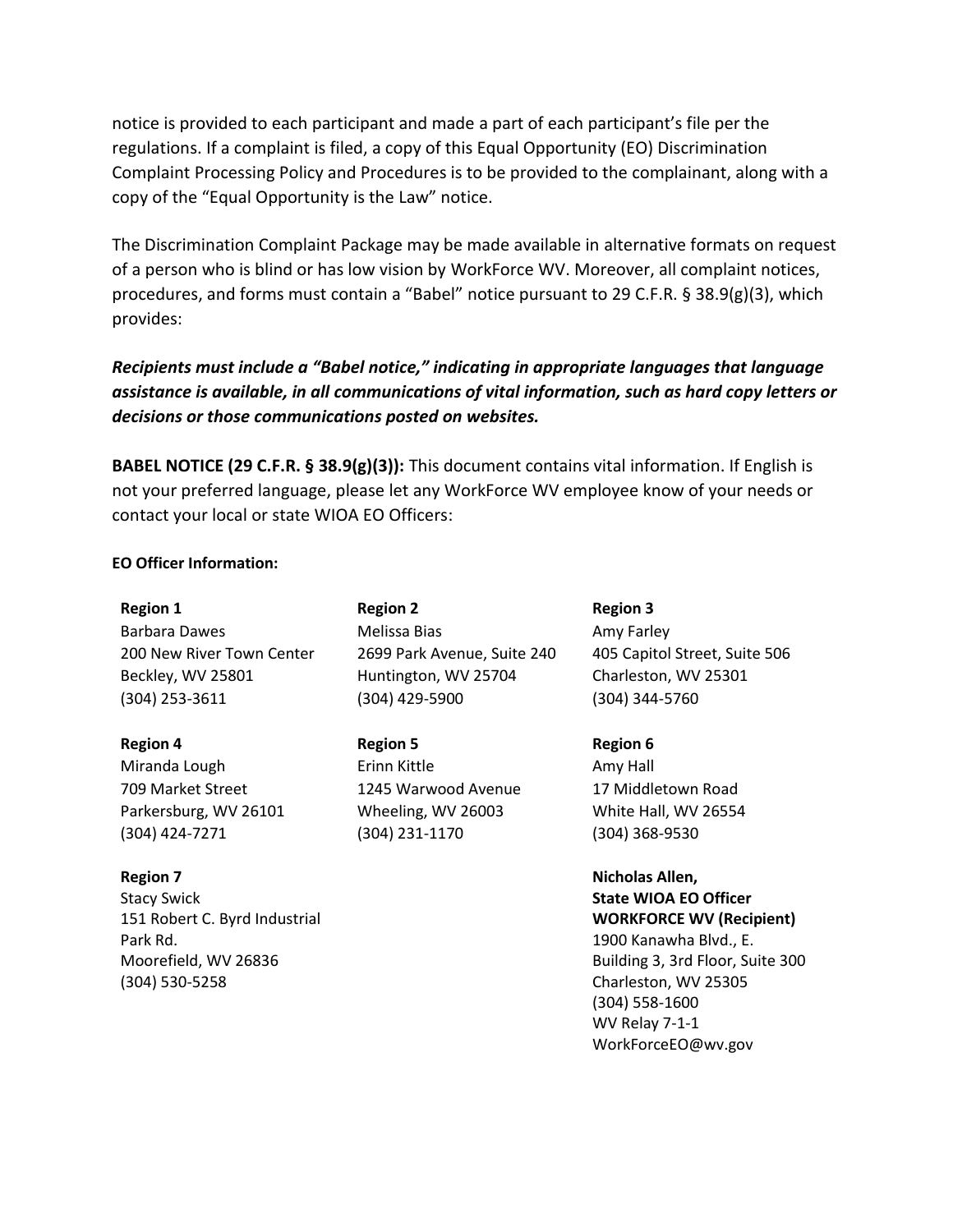notice is provided to each participant and made a part of each participant's file per the regulations. If a complaint is filed, a copy of this Equal Opportunity (EO) Discrimination Complaint Processing Policy and Procedures is to be provided to the complainant, along with a copy of the "Equal Opportunity is the Law" notice.

The Discrimination Complaint Package may be made available in alternative formats on request of a person who is blind or has low vision by WorkForce WV. Moreover, all complaint notices, procedures, and forms must contain a "Babel" notice pursuant to 29 C.F.R. § 38.9(g)(3), which provides:

***Recipients must include a "Babel notice," indicating in appropriate languages that language assistance is available, in all communications of vital information, such as hard copy letters or decisions or those communications posted on websites.***

**BABEL NOTICE (29 C.F.R. § 38.9(g)(3)):** This document contains vital information. If English is not your preferred language, please let any WorkForce WV employee know of your needs or contact your local or state WIOA EO Officers:

**EO Officer Information:**

**Region 1**
Barbara Dawes
200 New River Town Center
Beckley, WV 25801
(304) 253-3611

**Region 2**
Melissa Bias
2699 Park Avenue, Suite 240
Huntington, WV 25704
(304) 429-5900

**Region 3**
Amy Farley
405 Capitol Street, Suite 506
Charleston, WV 25301
(304) 344-5760

**Region 4**
Miranda Lough
709 Market Street
Parkersburg, WV 26101
(304) 424-7271

**Region 5**
Erinn Kittle
1245 Warwood Avenue
Wheeling, WV 26003
(304) 231-1170

**Region 6**
Amy Hall
17 Middletown Road
White Hall, WV 26554
(304) 368-9530

**Region 7**
Stacy Swick
151 Robert C. Byrd Industrial Park Rd.
Moorefield, WV 26836
(304) 530-5258

**Nicholas Allen,**
**State WIOA EO Officer**
**WORKFORCE WV (Recipient)**
1900 Kanawha Blvd., E.
Building 3, 3rd Floor, Suite 300
Charleston, WV 25305
(304) 558-1600
WV Relay 7-1-1
WorkForceEO@wv.gov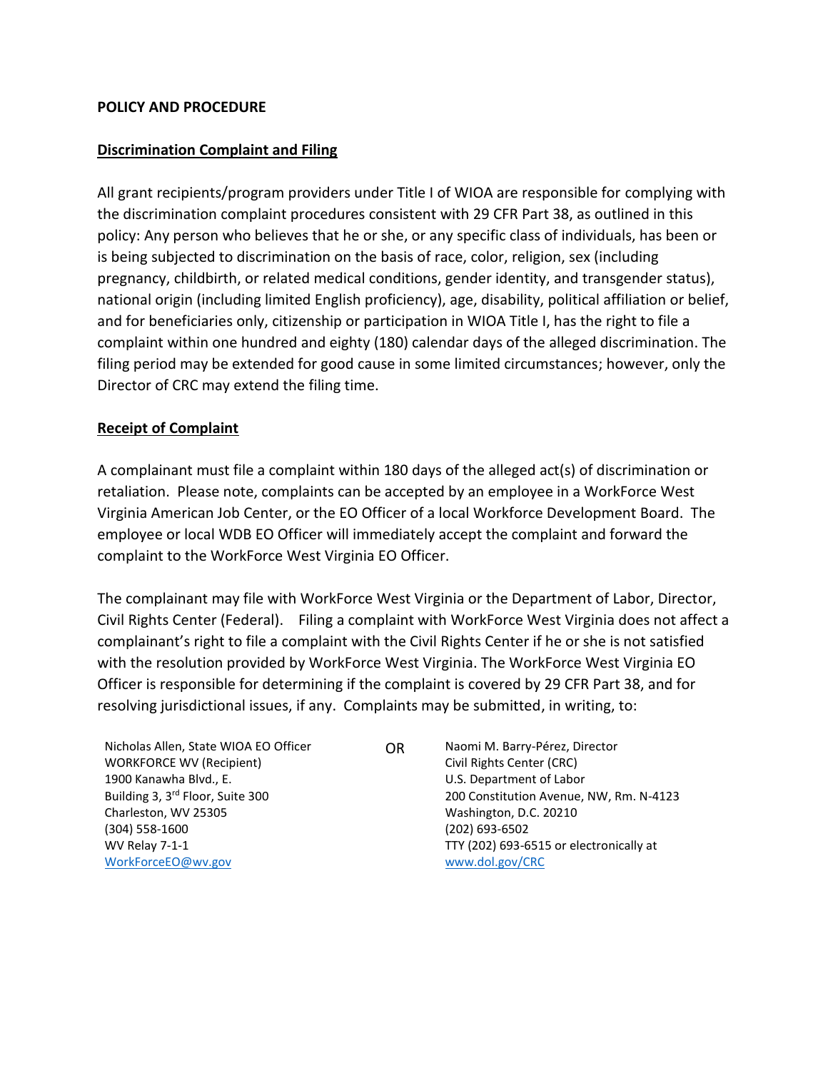**POLICY AND PROCEDURE**

**Discrimination Complaint and Filing**

All grant recipients/program providers under Title I of WIOA are responsible for complying with the discrimination complaint procedures consistent with 29 CFR Part 38, as outlined in this policy: Any person who believes that he or she, or any specific class of individuals, has been or is being subjected to discrimination on the basis of race, color, religion, sex (including pregnancy, childbirth, or related medical conditions, gender identity, and transgender status), national origin (including limited English proficiency), age, disability, political affiliation or belief, and for beneficiaries only, citizenship or participation in WIOA Title I, has the right to file a complaint within one hundred and eighty (180) calendar days of the alleged discrimination. The filing period may be extended for good cause in some limited circumstances; however, only the Director of CRC may extend the filing time.

**Receipt of Complaint**

A complainant must file a complaint within 180 days of the alleged act(s) of discrimination or retaliation. Please note, complaints can be accepted by an employee in a WorkForce West Virginia American Job Center, or the EO Officer of a local Workforce Development Board. The employee or local WDB EO Officer will immediately accept the complaint and forward the complaint to the WorkForce West Virginia EO Officer.

The complainant may file with WorkForce West Virginia or the Department of Labor, Director, Civil Rights Center (Federal). Filing a complaint with WorkForce West Virginia does not affect a complainant's right to file a complaint with the Civil Rights Center if he or she is not satisfied with the resolution provided by WorkForce West Virginia. The WorkForce West Virginia EO Officer is responsible for determining if the complaint is covered by 29 CFR Part 38, and for resolving jurisdictional issues, if any. Complaints may be submitted, in writing, to:

Nicholas Allen, State WIOA EO Officer
WORKFORCE WV (Recipient)
1900 Kanawha Blvd., E.
Building 3, 3rd Floor, Suite 300
Charleston, WV 25305
(304) 558-1600
WV Relay 7-1-1
WorkForceEO@wv.gov

OR

Naomi M. Barry-Pérez, Director
Civil Rights Center (CRC)
U.S. Department of Labor
200 Constitution Avenue, NW, Rm. N-4123
Washington, D.C. 20210
(202) 693-6502
TTY (202) 693-6515 or electronically at
www.dol.gov/CRC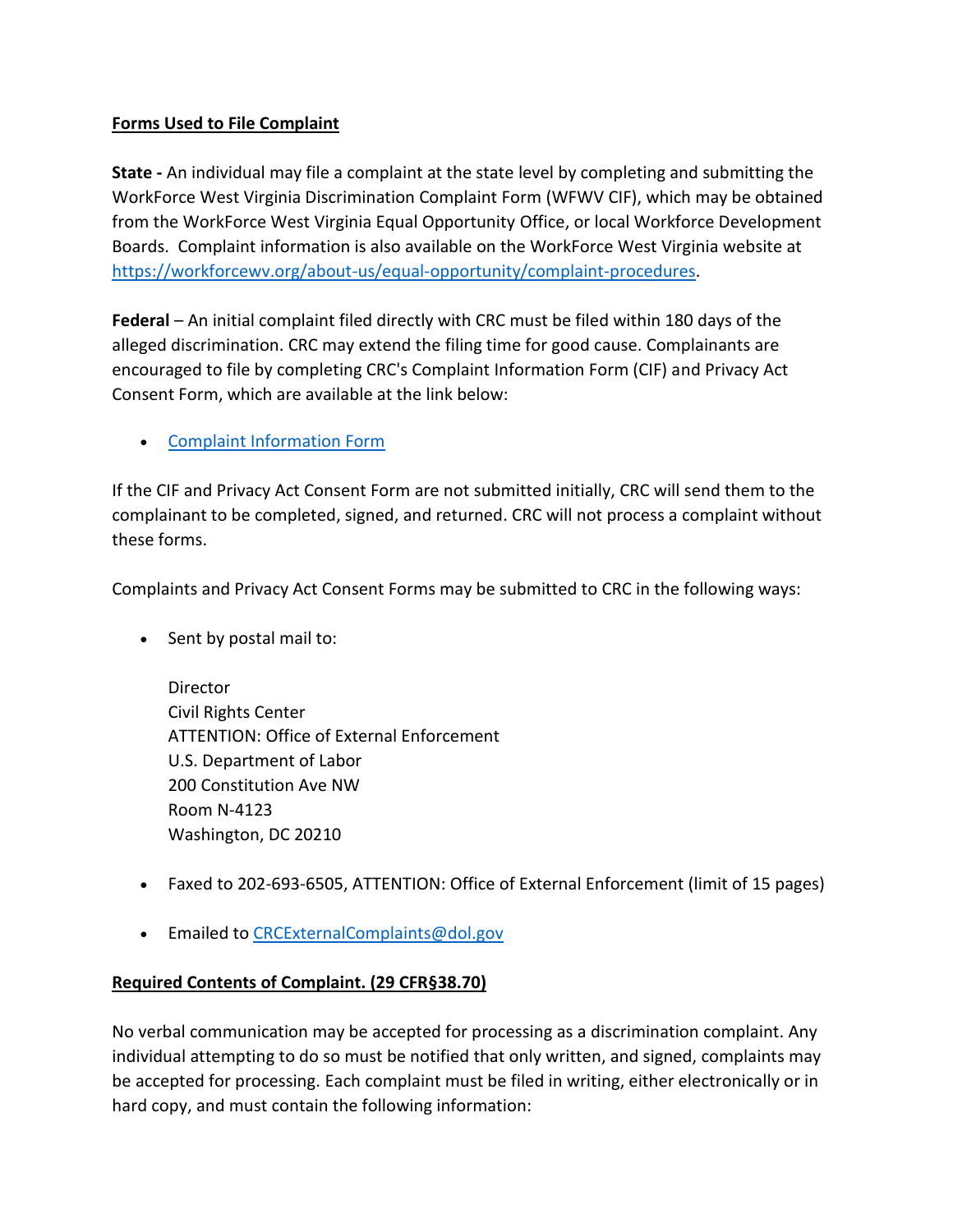**Forms Used to File Complaint**

**State -** An individual may file a complaint at the state level by completing and submitting the WorkForce West Virginia Discrimination Complaint Form (WFWV CIF), which may be obtained from the WorkForce West Virginia Equal Opportunity Office, or local Workforce Development Boards. Complaint information is also available on the WorkForce West Virginia website at [https://workforcewv.org/about-us/equal-opportunity/complaint-procedures](https://workforcewv.org/about-us/equal-opportunity/complaint-procedures).

**Federal** – An initial complaint filed directly with CRC must be filed within 180 days of the alleged discrimination. CRC may extend the filing time for good cause. Complainants are encouraged to file by completing CRC's Complaint Information Form (CIF) and Privacy Act Consent Form, which are available at the link below:

- Complaint Information Form

If the CIF and Privacy Act Consent Form are not submitted initially, CRC will send them to the complainant to be completed, signed, and returned. CRC will not process a complaint without these forms.

Complaints and Privacy Act Consent Forms may be submitted to CRC in the following ways:

- Sent by postal mail to:

  Director
  Civil Rights Center
  ATTENTION: Office of External Enforcement
  U.S. Department of Labor
  200 Constitution Ave NW
  Room N-4123
  Washington, DC 20210

- Faxed to 202-693-6505, ATTENTION: Office of External Enforcement (limit of 15 pages)

- Emailed to CRCExternalComplaints@dol.gov

**Required Contents of Complaint. (29 CFR§38.70)**

No verbal communication may be accepted for processing as a discrimination complaint. Any individual attempting to do so must be notified that only written, and signed, complaints may be accepted for processing. Each complaint must be filed in writing, either electronically or in hard copy, and must contain the following information: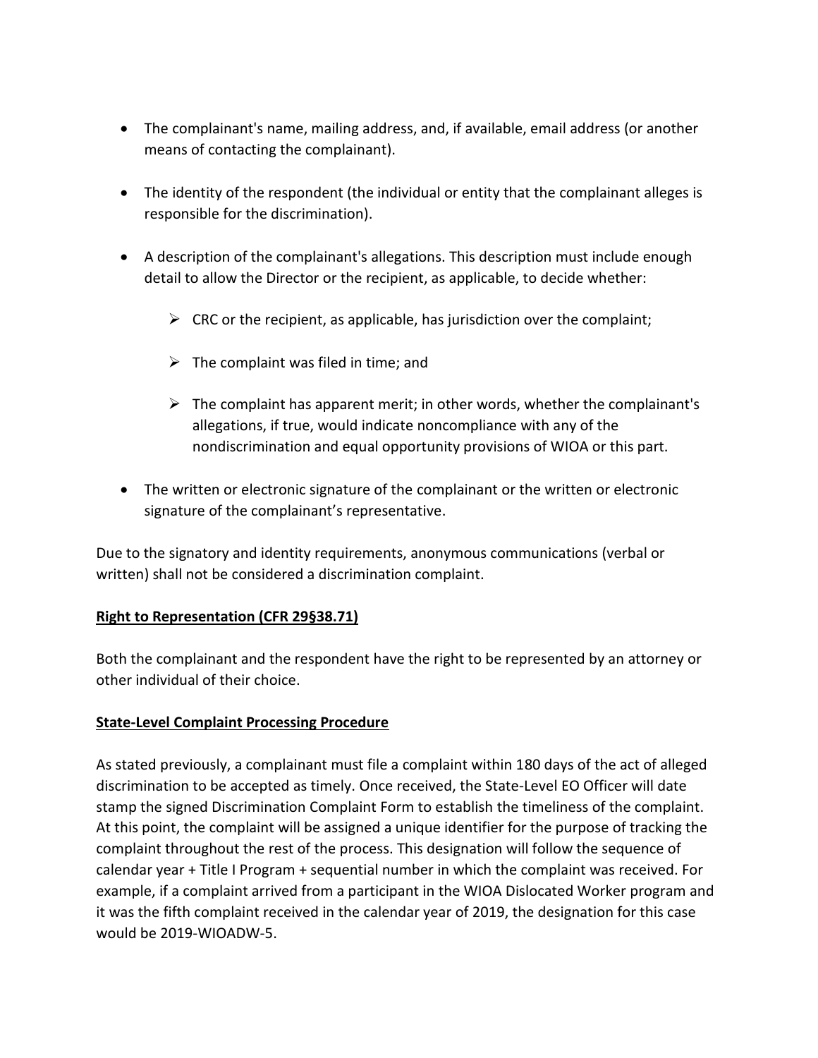- The complainant's name, mailing address, and, if available, email address (or another means of contacting the complainant).
- The identity of the respondent (the individual or entity that the complainant alleges is responsible for the discrimination).
- A description of the complainant's allegations. This description must include enough detail to allow the Director or the recipient, as applicable, to decide whether:
  - CRC or the recipient, as applicable, has jurisdiction over the complaint;
  - The complaint was filed in time; and
  - The complaint has apparent merit; in other words, whether the complainant's allegations, if true, would indicate noncompliance with any of the nondiscrimination and equal opportunity provisions of WIOA or this part.
- The written or electronic signature of the complainant or the written or electronic signature of the complainant's representative.

Due to the signatory and identity requirements, anonymous communications (verbal or written) shall not be considered a discrimination complaint.

**Right to Representation (CFR 29§38.71)**

Both the complainant and the respondent have the right to be represented by an attorney or other individual of their choice.

**State-Level Complaint Processing Procedure**

As stated previously, a complainant must file a complaint within 180 days of the act of alleged discrimination to be accepted as timely. Once received, the State-Level EO Officer will date stamp the signed Discrimination Complaint Form to establish the timeliness of the complaint. At this point, the complaint will be assigned a unique identifier for the purpose of tracking the complaint throughout the rest of the process. This designation will follow the sequence of calendar year + Title I Program + sequential number in which the complaint was received. For example, if a complaint arrived from a participant in the WIOA Dislocated Worker program and it was the fifth complaint received in the calendar year of 2019, the designation for this case would be 2019-WIOADW-5.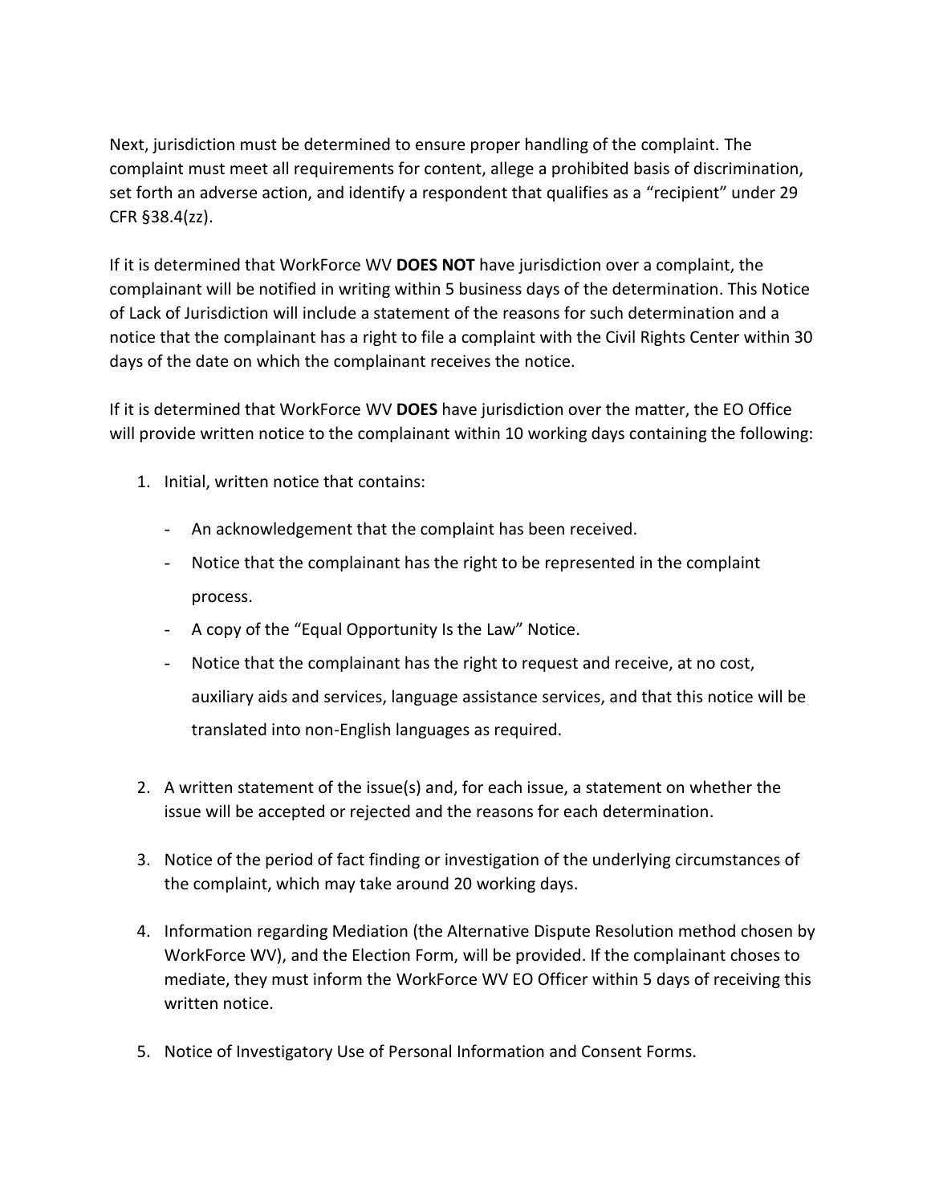Next, jurisdiction must be determined to ensure proper handling of the complaint. The complaint must meet all requirements for content, allege a prohibited basis of discrimination, set forth an adverse action, and identify a respondent that qualifies as a "recipient" under 29 CFR §38.4(zz).

If it is determined that WorkForce WV **DOES NOT** have jurisdiction over a complaint, the complainant will be notified in writing within 5 business days of the determination. This Notice of Lack of Jurisdiction will include a statement of the reasons for such determination and a notice that the complainant has a right to file a complaint with the Civil Rights Center within 30 days of the date on which the complainant receives the notice.

If it is determined that WorkForce WV **DOES** have jurisdiction over the matter, the EO Office will provide written notice to the complainant within 10 working days containing the following:

1. Initial, written notice that contains:
    - An acknowledgement that the complaint has been received.
    - Notice that the complainant has the right to be represented in the complaint process.
    - A copy of the "Equal Opportunity Is the Law" Notice.
    - Notice that the complainant has the right to request and receive, at no cost, auxiliary aids and services, language assistance services, and that this notice will be translated into non-English languages as required.

2. A written statement of the issue(s) and, for each issue, a statement on whether the issue will be accepted or rejected and the reasons for each determination.

3. Notice of the period of fact finding or investigation of the underlying circumstances of the complaint, which may take around 20 working days.

4. Information regarding Mediation (the Alternative Dispute Resolution method chosen by WorkForce WV), and the Election Form, will be provided. If the complainant choses to mediate, they must inform the WorkForce WV EO Officer within 5 days of receiving this written notice.

5. Notice of Investigatory Use of Personal Information and Consent Forms.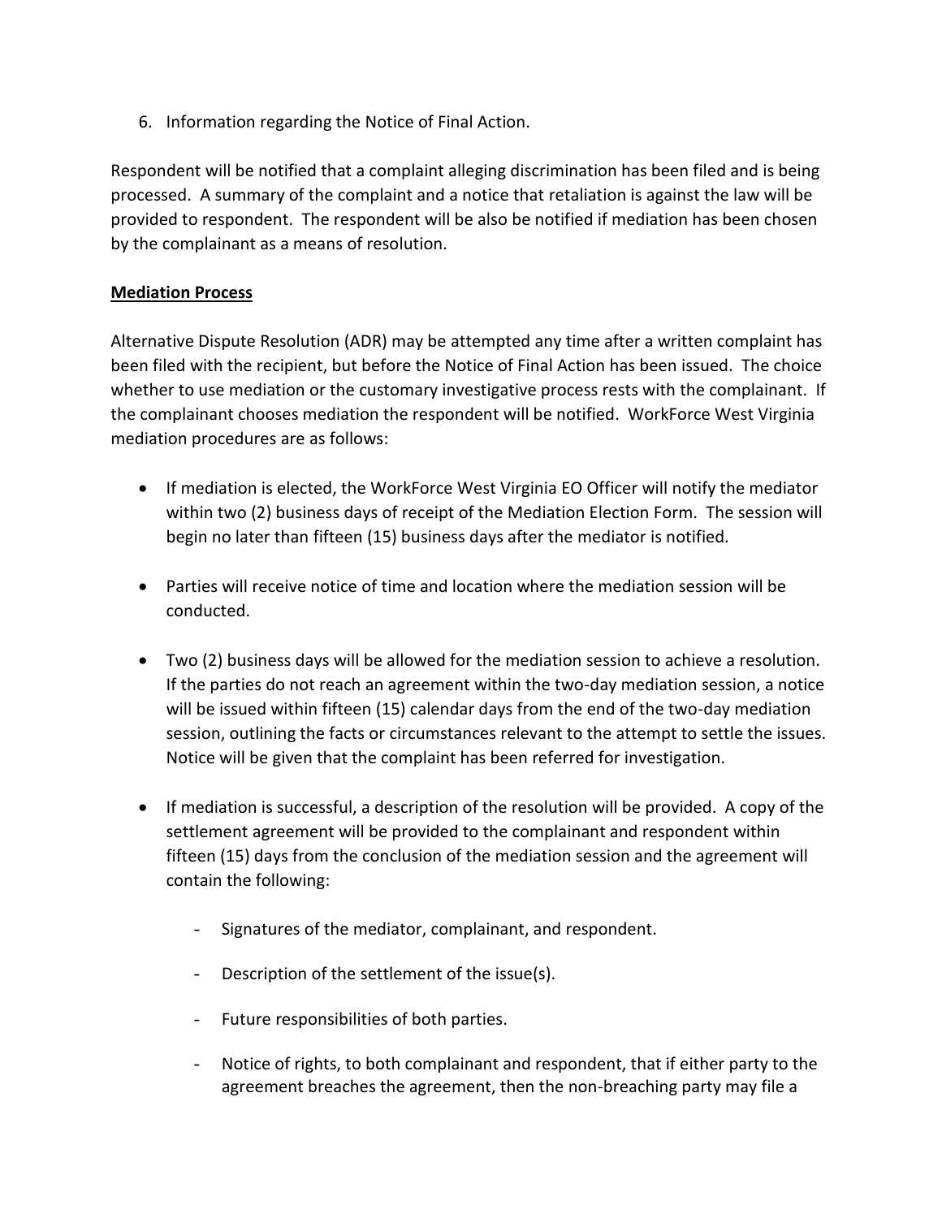6. Information regarding the Notice of Final Action.

Respondent will be notified that a complaint alleging discrimination has been filed and is being processed. A summary of the complaint and a notice that retaliation is against the law will be provided to respondent. The respondent will be also be notified if mediation has been chosen by the complainant as a means of resolution.

**Mediation Process**

Alternative Dispute Resolution (ADR) may be attempted any time after a written complaint has been filed with the recipient, but before the Notice of Final Action has been issued. The choice whether to use mediation or the customary investigative process rests with the complainant. If the complainant chooses mediation the respondent will be notified. WorkForce West Virginia mediation procedures are as follows:

- If mediation is elected, the WorkForce West Virginia EO Officer will notify the mediator within two (2) business days of receipt of the Mediation Election Form. The session will begin no later than fifteen (15) business days after the mediator is notified.

- Parties will receive notice of time and location where the mediation session will be conducted.

- Two (2) business days will be allowed for the mediation session to achieve a resolution. If the parties do not reach an agreement within the two-day mediation session, a notice will be issued within fifteen (15) calendar days from the end of the two-day mediation session, outlining the facts or circumstances relevant to the attempt to settle the issues. Notice will be given that the complaint has been referred for investigation.

- If mediation is successful, a description of the resolution will be provided. A copy of the settlement agreement will be provided to the complainant and respondent within fifteen (15) days from the conclusion of the mediation session and the agreement will contain the following:

    - Signatures of the mediator, complainant, and respondent.

    - Description of the settlement of the issue(s).

    - Future responsibilities of both parties.

    - Notice of rights, to both complainant and respondent, that if either party to the agreement breaches the agreement, then the non-breaching party may file a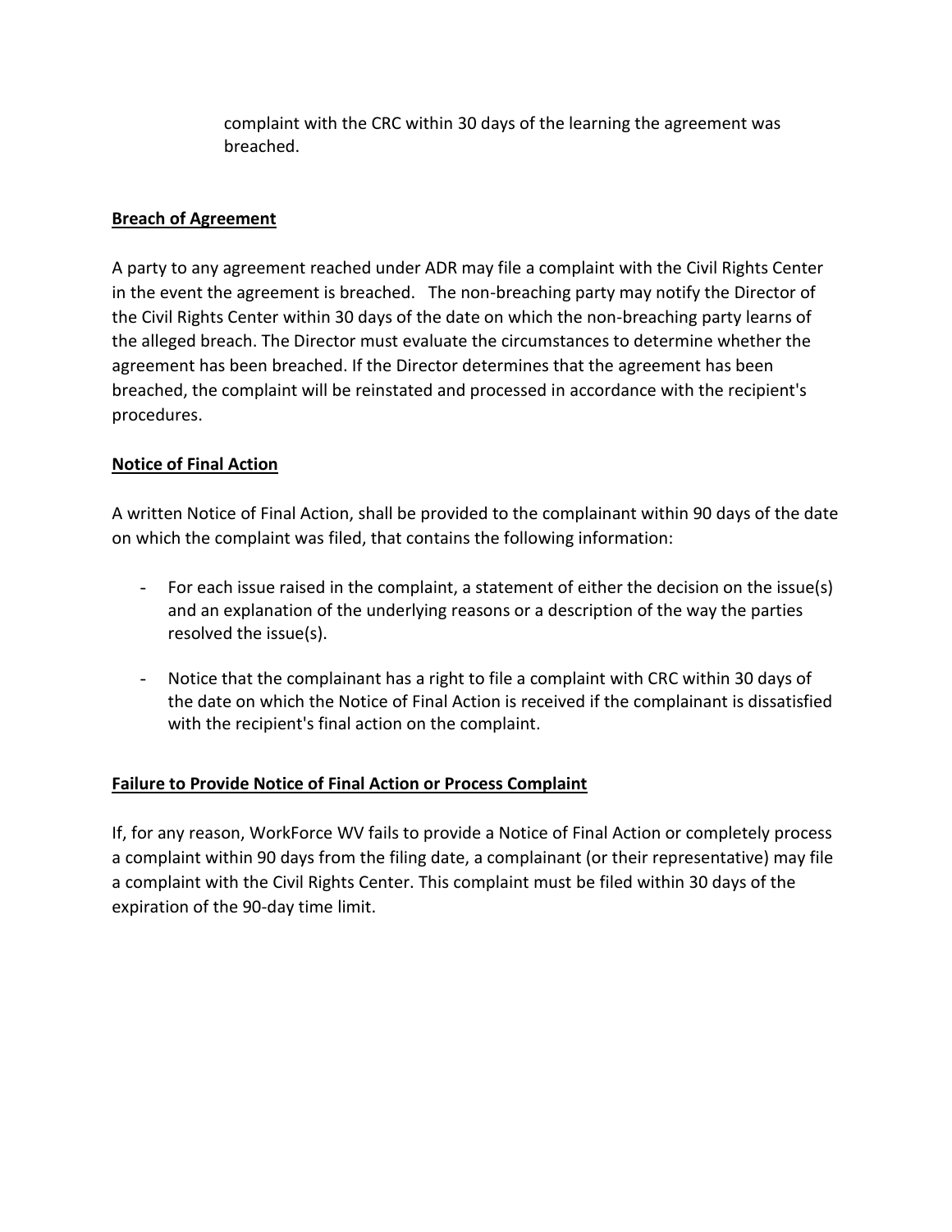complaint with the CRC within 30 days of the learning the agreement was breached.

**Breach of Agreement**

A party to any agreement reached under ADR may file a complaint with the Civil Rights Center in the event the agreement is breached. The non-breaching party may notify the Director of the Civil Rights Center within 30 days of the date on which the non-breaching party learns of the alleged breach. The Director must evaluate the circumstances to determine whether the agreement has been breached. If the Director determines that the agreement has been breached, the complaint will be reinstated and processed in accordance with the recipient's procedures.

**Notice of Final Action**

A written Notice of Final Action, shall be provided to the complainant within 90 days of the date on which the complaint was filed, that contains the following information:

- For each issue raised in the complaint, a statement of either the decision on the issue(s) and an explanation of the underlying reasons or a description of the way the parties resolved the issue(s).
- Notice that the complainant has a right to file a complaint with CRC within 30 days of the date on which the Notice of Final Action is received if the complainant is dissatisfied with the recipient's final action on the complaint.

**Failure to Provide Notice of Final Action or Process Complaint**

If, for any reason, WorkForce WV fails to provide a Notice of Final Action or completely process a complaint within 90 days from the filing date, a complainant (or their representative) may file a complaint with the Civil Rights Center. This complaint must be filed within 30 days of the expiration of the 90-day time limit.